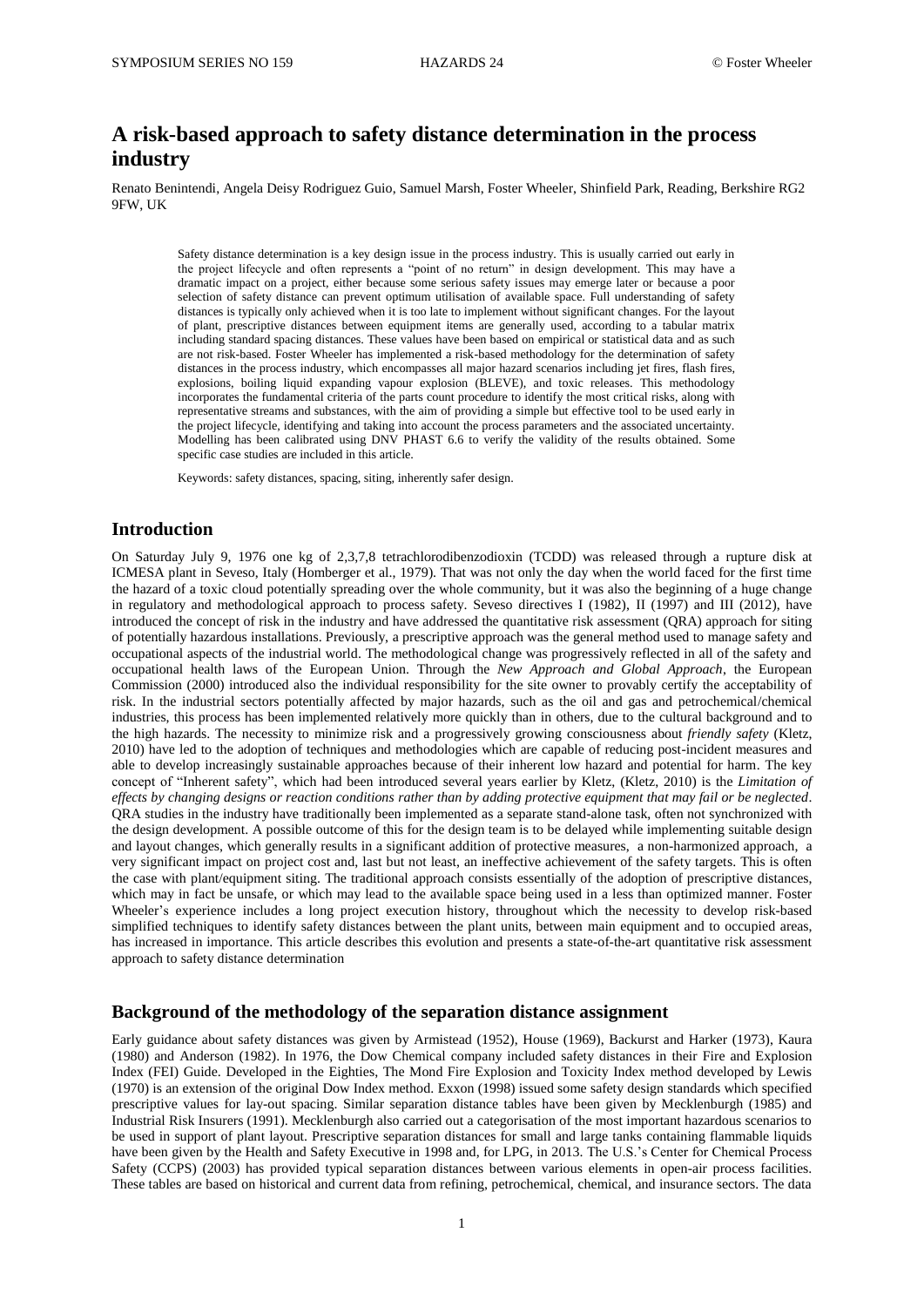# A risk-based approach to safety distance determination in the process industry

Renato Benintendi, Angela Deisy Rodriguez Guio, Samuel Marsh, Foster Wheeler, Shinfield Park, Reading, Berkshire RG2 9FW, UK

Safety distance determination is a key design issue in the process industry. This is usually carried out early in the project lifecycle and often represents a "point of no return" in design development. This may have a dramatic impact on a project, either because some serious safety issues may emerge later or because a poor selection of safety distance can prevent optimum utilisation of available space. Full understanding of safety distances is typically only achieved when it is too late to implement without significant changes. For the layout of plant, prescriptive distances between equipment items are generally used, according to a tabular matrix including standard spacing distances. These values have been based on empirical or statistical data and as such are not risk-based. Foster Wheeler has implemented a risk-based methodology for the determination of safety distances in the process industry, which encompasses all major hazard scenarios including jet fires, flash fires, explosions, boiling liquid expanding vapour explosion (BLEVE), and toxic releases. This methodology incorporates the fundamental criteria of the parts count procedure to identify the most critical risks, along with representative streams and substances, with the aim of providing a simple but effective tool to be used early in the project lifecycle, identifying and taking into account the process parameters and the associated uncertainty. Modelling has been calibrated using DNV PHAST 6.6 to verify the validity of the results obtained. Some specific case studies are included in this article.

Keywords: safety distances, spacing, siting, inherently safer design.

## Introduction

On Saturday July 9, 1976 one kg of 2,3,7,8 tetrachlorodibenzodioxin (TCDD) was released through a rupture disk at ICMESA plant in Seveso, Italy (Homberger et al., 1979). That was not only the day when the world faced for the first time the hazard of a toxic cloud potentially spreading over the whole community, but it was also the beginning of a huge change in regulatory and methodological approach to process safety. Seveso directives I (1982), II (1997) and III (2012), have introduced the concept of risk in the industry and have addressed the quantitative risk assessment (QRA) approach for siting of potentially hazardous installations. Previously, a prescriptive approach was the general method used to manage safety and occupational aspects of the industrial world. The methodological change was progressively reflected in all of the safety and occupational health laws of the European Union. Through the *New Approach and Global Approach*, the European Commission (2000) introduced also the individual responsibility for the site owner to provably certify the acceptability of risk. In the industrial sectors potentially affected by major hazards, such as the oil and gas and petrochemical/chemical industries, this process has been implemented relatively more quickly than in others, due to the cultural background and to the high hazards. The necessity to minimize risk and a progressively growing consciousness about *friendly safety* (Kletz, 2010) have led to the adoption of techniques and methodologies which are capable of reducing post-incident measures and able to develop increasingly sustainable approaches because of their inherent low hazard and potential for harm. The key concept of "Inherent safety", which had been introduced several years earlier by Kletz, (Kletz, 2010) is the *Limitation of effects by changing designs or reaction conditions rather than by adding protective equipment that may fail or be neglected*. QRA studies in the industry have traditionally been implemented as a separate stand-alone task, often not synchronized with the design development. A possible outcome of this for the design team is to be delayed while implementing suitable design and layout changes, which generally results in a significant addition of protective measures, a non-harmonized approach, a very significant impact on project cost and, last but not least, an ineffective achievement of the safety targets. This is often the case with plant/equipment siting. The traditional approach consists essentially of the adoption of prescriptive distances, which may in fact be unsafe, or which may lead to the available space being used in a less than optimized manner. Foster Wheeler's experience includes a long project execution history, throughout which the necessity to develop risk-based simplified techniques to identify safety distances between the plant units, between main equipment and to occupied areas, has increased in importance. This article describes this evolution and presents a state-of-the-art quantitative risk assessment approach to safety distance determination

## Background of the methodology of the separation distance assignment

Early guidance about safety distances was given by Armistead (1952), House (1969), Backurst and Harker (1973), Kaura (1980) and Anderson (1982). In 1976, the Dow Chemical company included safety distances in their Fire and Explosion Index (FEI) Guide. Developed in the Eighties, The Mond Fire Explosion and Toxicity Index method developed by Lewis (1970) is an extension of the original Dow Index method. Exxon (1998) issued some safety design standards which specified prescriptive values for lay-out spacing. Similar separation distance tables have been given by Mecklenburgh (1985) and Industrial Risk Insurers (1991). Mecklenburgh also carried out a categorisation of the most important hazardous scenarios to be used in support of plant layout. Prescriptive separation distances for small and large tanks containing flammable liquids have been given by the Health and Safety Executive in 1998 and, for LPG, in 2013. The U.S.'s Center for Chemical Process Safety (CCPS) (2003) has provided typical separation distances between various elements in open-air process facilities. These tables are based on historical and current data from refining, petrochemical, chemical, and insurance sectors. The data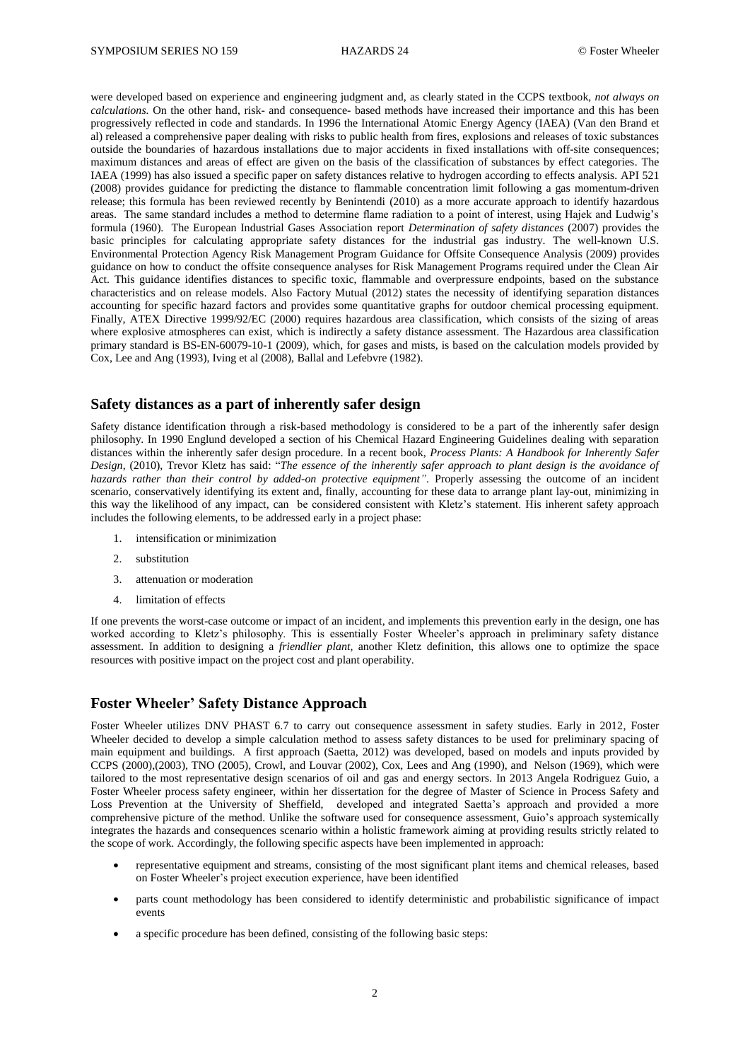were developed based on experience and engineering judgment and, as clearly stated in the CCPS textbook, *not always on calculations.* On the other hand, risk- and consequence- based methods have increased their importance and this has been progressively reflected in code and standards. In 1996 the International Atomic Energy Agency (IAEA) (Van den Brand et al) released a comprehensive paper dealing with risks to public health from fires, explosions and releases of toxic substances outside the boundaries of hazardous installations due to major accidents in fixed installations with off-site consequences; maximum distances and areas of effect are given on the basis of the classification of substances by effect categories. The IAEA (1999) has also issued a specific paper on safety distances relative to hydrogen according to effects analysis. API 521 (2008) provides guidance for predicting the distance to flammable concentration limit following a gas momentum-driven release; this formula has been reviewed recently by Benintendi (2010) as a more accurate approach to identify hazardous areas. The same standard includes a method to determine flame radiation to a point of interest, using Hajek and Ludwig's formula (1960). The European Industrial Gases Association report *Determination of safety distances* (2007) provides the basic principles for calculating appropriate safety distances for the industrial gas industry. The well-known U.S. Environmental Protection Agency Risk Management Program Guidance for Offsite Consequence Analysis (2009) provides guidance on how to conduct the offsite consequence analyses for Risk Management Programs required under the Clean Air Act. This guidance identifies distances to specific toxic, flammable and overpressure endpoints, based on the substance characteristics and on release models. Also Factory Mutual (2012) states the necessity of identifying separation distances accounting for specific hazard factors and provides some quantitative graphs for outdoor chemical processing equipment. Finally, ATEX Directive 1999/92/EC (2000) requires hazardous area classification, which consists of the sizing of areas where explosive atmospheres can exist, which is indirectly a safety distance assessment. The Hazardous area classification primary standard is BS-EN-60079-10-1 (2009), which, for gases and mists, is based on the calculation models provided by Cox, Lee and Ang (1993), Iving et al (2008), Ballal and Lefebvre (1982).

## Safety distances as a part of inherently safer design

Safety distance identification through a risk-based methodology is considered to be a part of the inherently safer design philosophy. In 1990 Englund developed a section of his Chemical Hazard Engineering Guidelines dealing with separation distances within the inherently safer design procedure. In a recent book, *Process Plants: A Handbook for Inherently Safer Design,* (2010), Trevor Kletz has said: "*The essence of the inherently safer approach to plant design is the avoidance of hazards rather than their control by added-on protective equipment"*. Properly assessing the outcome of an incident scenario, conservatively identifying its extent and, finally, accounting for these data to arrange plant lay-out, minimizing in this way the likelihood of any impact, can be considered consistent with Kletz's statement. His inherent safety approach includes the following elements, to be addressed early in a project phase:

1. intensification or minimization
2. substitution
3. attenuation or moderation
4. limitation of effects

If one prevents the worst-case outcome or impact of an incident, and implements this prevention early in the design, one has worked according to Kletz's philosophy. This is essentially Foster Wheeler's approach in preliminary safety distance assessment. In addition to designing a *friendlier plant,* another Kletz definition, this allows one to optimize the space resources with positive impact on the project cost and plant operability.

## Foster Wheeler' Safety Distance Approach

Foster Wheeler utilizes DNV PHAST 6.7 to carry out consequence assessment in safety studies. Early in 2012, Foster Wheeler decided to develop a simple calculation method to assess safety distances to be used for preliminary spacing of main equipment and buildings. A first approach (Saetta, 2012) was developed, based on models and inputs provided by CCPS (2000),(2003), TNO (2005), Crowl, and Louvar (2002), Cox, Lees and Ang (1990), and Nelson (1969), which were tailored to the most representative design scenarios of oil and gas and energy sectors. In 2013 Angela Rodriguez Guio, a Foster Wheeler process safety engineer, within her dissertation for the degree of Master of Science in Process Safety and Loss Prevention at the University of Sheffield, developed and integrated Saetta's approach and provided a more comprehensive picture of the method. Unlike the software used for consequence assessment, Guio's approach systemically integrates the hazards and consequences scenario within a holistic framework aiming at providing results strictly related to the scope of work. Accordingly, the following specific aspects have been implemented in approach:

- representative equipment and streams, consisting of the most significant plant items and chemical releases, based on Foster Wheeler's project execution experience, have been identified
- parts count methodology has been considered to identify deterministic and probabilistic significance of impact events
- a specific procedure has been defined, consisting of the following basic steps: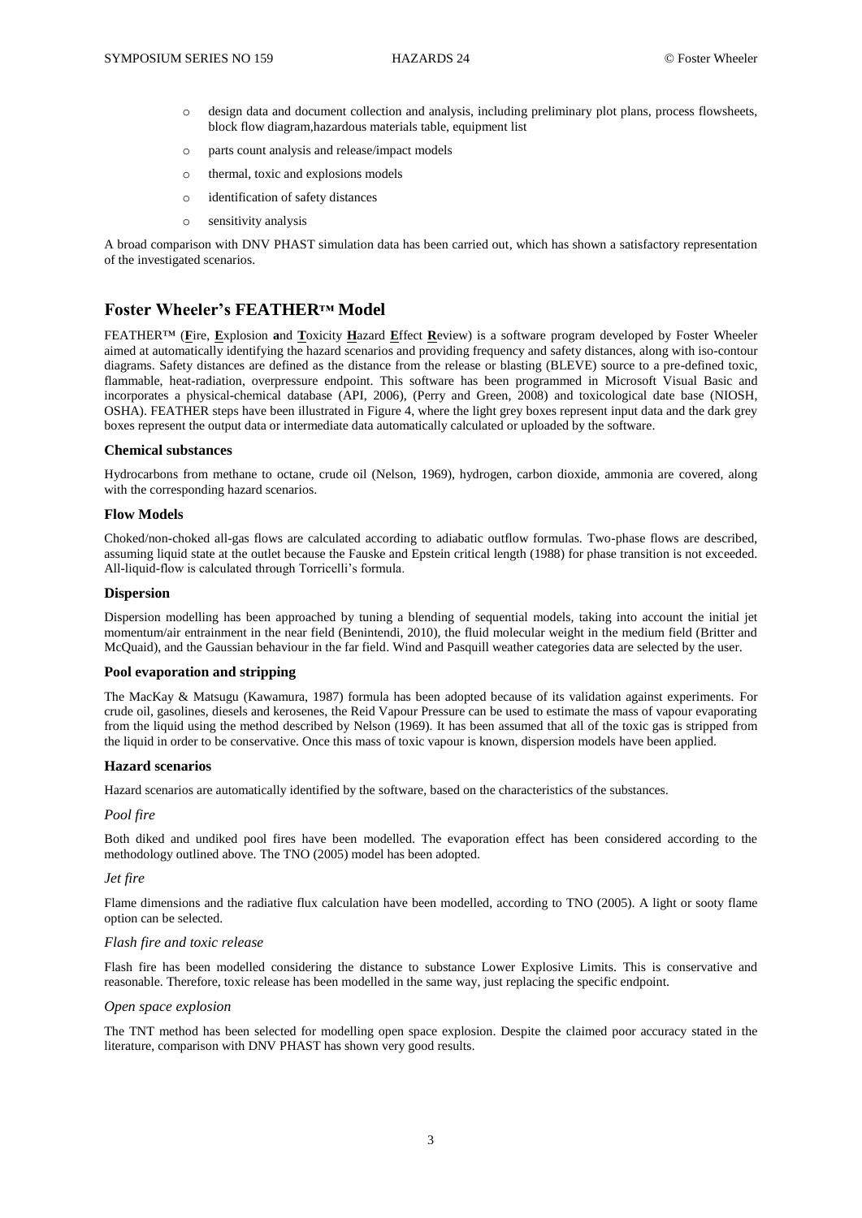- design data and document collection and analysis, including preliminary plot plans, process flowsheets, block flow diagram,hazardous materials table, equipment list
- parts count analysis and release/impact models
- thermal, toxic and explosions models
- identification of safety distances
- sensitivity analysis

A broad comparison with DNV PHAST simulation data has been carried out, which has shown a satisfactory representation of the investigated scenarios.

## Foster Wheeler's FEATHER™ Model

FEATHER™ (**F**ire, **E**xplosion **a**nd **T**oxicity **H**azard **E**ffect **R**eview) is a software program developed by Foster Wheeler aimed at automatically identifying the hazard scenarios and providing frequency and safety distances, along with iso-contour diagrams. Safety distances are defined as the distance from the release or blasting (BLEVE) source to a pre-defined toxic, flammable, heat-radiation, overpressure endpoint. This software has been programmed in Microsoft Visual Basic and incorporates a physical-chemical database (API, 2006), (Perry and Green, 2008) and toxicological date base (NIOSH, OSHA). FEATHER steps have been illustrated in Figure 4, where the light grey boxes represent input data and the dark grey boxes represent the output data or intermediate data automatically calculated or uploaded by the software.

### Chemical substances

Hydrocarbons from methane to octane, crude oil (Nelson, 1969), hydrogen, carbon dioxide, ammonia are covered, along with the corresponding hazard scenarios.

### Flow Models

Choked/non-choked all-gas flows are calculated according to adiabatic outflow formulas. Two-phase flows are described, assuming liquid state at the outlet because the Fauske and Epstein critical length (1988) for phase transition is not exceeded. All-liquid-flow is calculated through Torricelli's formula.

### Dispersion

Dispersion modelling has been approached by tuning a blending of sequential models, taking into account the initial jet momentum/air entrainment in the near field (Benintendi, 2010), the fluid molecular weight in the medium field (Britter and McQuaid), and the Gaussian behaviour in the far field. Wind and Pasquill weather categories data are selected by the user.

### Pool evaporation and stripping

The MacKay & Matsugu (Kawamura, 1987) formula has been adopted because of its validation against experiments. For crude oil, gasolines, diesels and kerosenes, the Reid Vapour Pressure can be used to estimate the mass of vapour evaporating from the liquid using the method described by Nelson (1969). It has been assumed that all of the toxic gas is stripped from the liquid in order to be conservative. Once this mass of toxic vapour is known, dispersion models have been applied.

### Hazard scenarios

Hazard scenarios are automatically identified by the software, based on the characteristics of the substances.

*Pool fire*

Both diked and undiked pool fires have been modelled. The evaporation effect has been considered according to the methodology outlined above. The TNO (2005) model has been adopted.

*Jet fire*

Flame dimensions and the radiative flux calculation have been modelled, according to TNO (2005). A light or sooty flame option can be selected.

*Flash fire and toxic release*

Flash fire has been modelled considering the distance to substance Lower Explosive Limits. This is conservative and reasonable. Therefore, toxic release has been modelled in the same way, just replacing the specific endpoint.

*Open space explosion*

The TNT method has been selected for modelling open space explosion. Despite the claimed poor accuracy stated in the literature, comparison with DNV PHAST has shown very good results.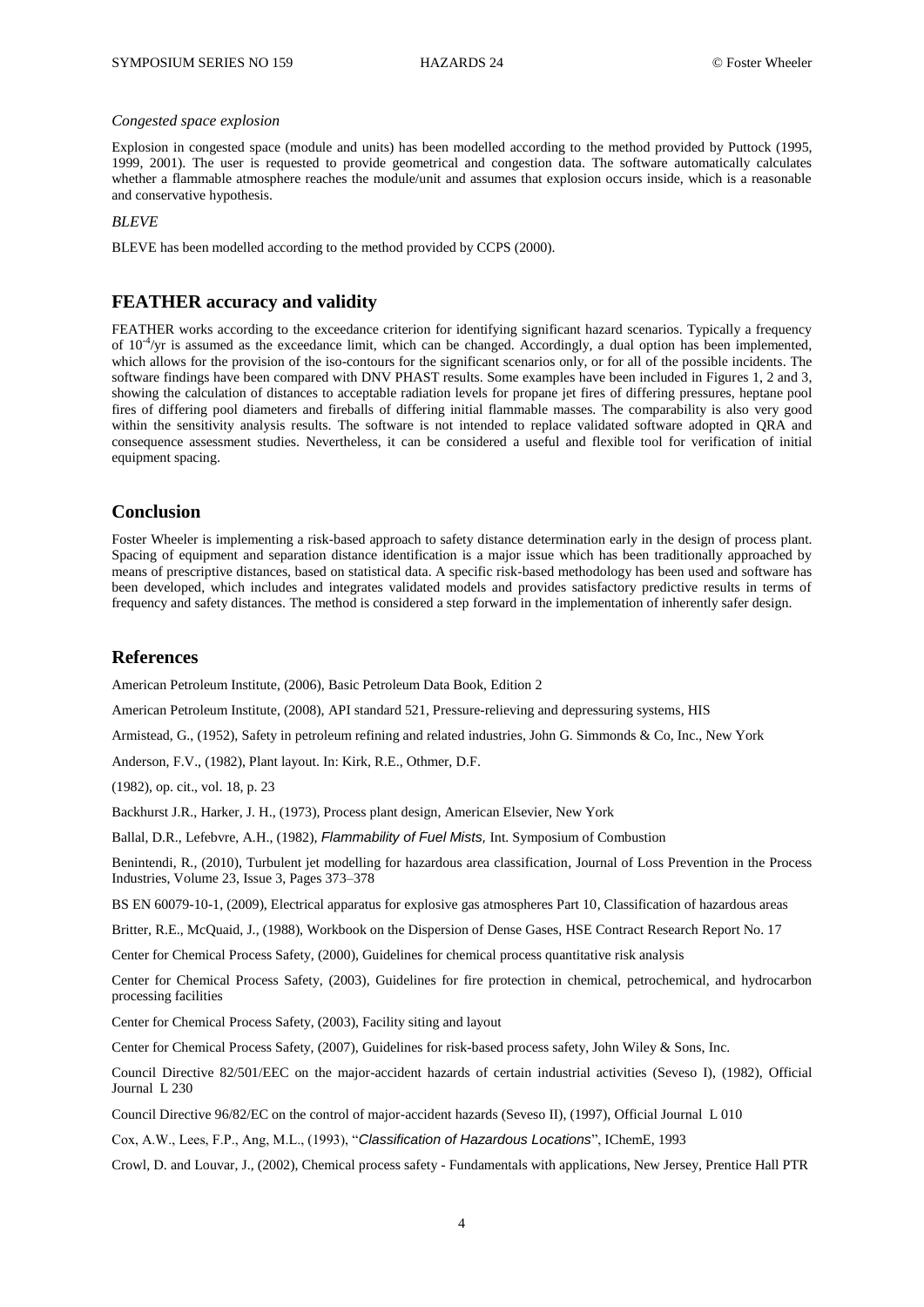*Congested space explosion*

Explosion in congested space (module and units) has been modelled according to the method provided by Puttock (1995, 1999, 2001). The user is requested to provide geometrical and congestion data. The software automatically calculates whether a flammable atmosphere reaches the module/unit and assumes that explosion occurs inside, which is a reasonable and conservative hypothesis.

*BLEVE*

BLEVE has been modelled according to the method provided by CCPS (2000).

## FEATHER accuracy and validity

FEATHER works according to the exceedance criterion for identifying significant hazard scenarios. Typically a frequency of $10^{-4}$/yr is assumed as the exceedance limit, which can be changed. Accordingly, a dual option has been implemented, which allows for the provision of the iso-contours for the significant scenarios only, or for all of the possible incidents. The software findings have been compared with DNV PHAST results. Some examples have been included in Figures 1, 2 and 3, showing the calculation of distances to acceptable radiation levels for propane jet fires of differing pressures, heptane pool fires of differing pool diameters and fireballs of differing initial flammable masses. The comparability is also very good within the sensitivity analysis results. The software is not intended to replace validated software adopted in QRA and consequence assessment studies. Nevertheless, it can be considered a useful and flexible tool for verification of initial equipment spacing.

## Conclusion

Foster Wheeler is implementing a risk-based approach to safety distance determination early in the design of process plant. Spacing of equipment and separation distance identification is a major issue which has been traditionally approached by means of prescriptive distances, based on statistical data. A specific risk-based methodology has been used and software has been developed, which includes and integrates validated models and provides satisfactory predictive results in terms of frequency and safety distances. The method is considered a step forward in the implementation of inherently safer design.

## References

American Petroleum Institute, (2006), Basic Petroleum Data Book, Edition 2

American Petroleum Institute, (2008), API standard 521, Pressure-relieving and depressuring systems, HIS

Armistead, G., (1952), Safety in petroleum refining and related industries, John G. Simmonds & Co, Inc., New York

Anderson, F.V., (1982), Plant layout. In: Kirk, R.E., Othmer, D.F.

(1982), op. cit., vol. 18, p. 23

Backhurst J.R., Harker, J. H., (1973), Process plant design, American Elsevier, New York

Ballal, D.R., Lefebvre, A.H., (1982), *Flammability of Fuel Mists,* Int. Symposium of Combustion

Benintendi, R., (2010), Turbulent jet modelling for hazardous area classification, Journal of Loss Prevention in the Process Industries, Volume 23, Issue 3, Pages 373–378

BS EN 60079-10-1, (2009), Electrical apparatus for explosive gas atmospheres Part 10, Classification of hazardous areas

Britter, R.E., McQuaid, J., (1988), Workbook on the Dispersion of Dense Gases, HSE Contract Research Report No. 17

Center for Chemical Process Safety, (2000), Guidelines for chemical process quantitative risk analysis

Center for Chemical Process Safety, (2003), Guidelines for fire protection in chemical, petrochemical, and hydrocarbon processing facilities

Center for Chemical Process Safety, (2003), Facility siting and layout

Center for Chemical Process Safety, (2007), Guidelines for risk-based process safety, John Wiley & Sons, Inc.

Council Directive 82/501/EEC on the major-accident hazards of certain industrial activities (Seveso I), (1982), Official Journal L 230

Council Directive 96/82/EC on the control of major-accident hazards (Seveso II), (1997), Official Journal L 010

Cox, A.W., Lees, F.P., Ang, M.L., (1993), "*Classification of Hazardous Locations*", IChemE, 1993

Crowl, D. and Louvar, J., (2002), Chemical process safety - Fundamentals with applications, New Jersey, Prentice Hall PTR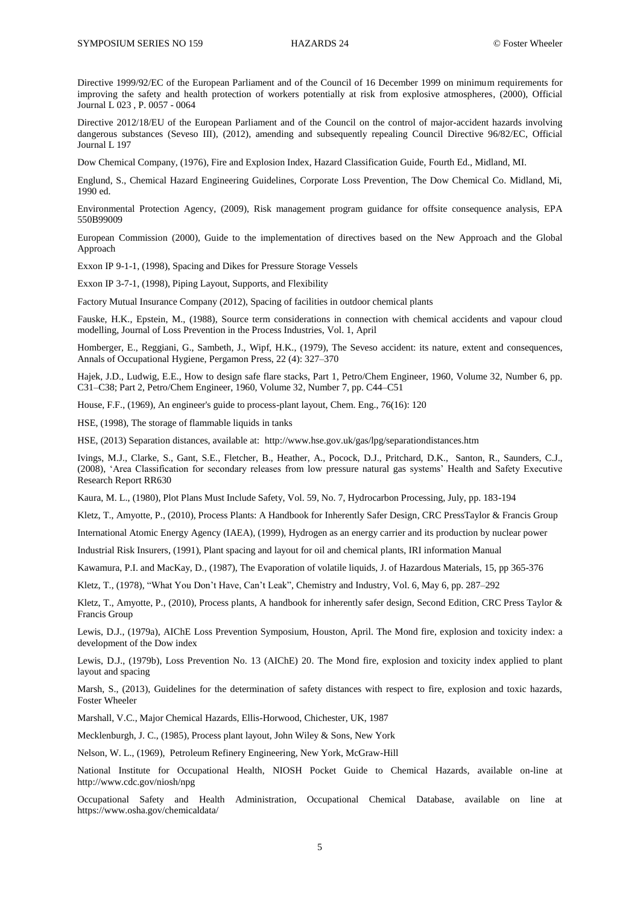Directive 1999/92/EC of the European Parliament and of the Council of 16 December 1999 on minimum requirements for improving the safety and health protection of workers potentially at risk from explosive atmospheres, (2000), Official Journal L 023 , P. 0057 - 0064

Directive 2012/18/EU of the European Parliament and of the Council on the control of major-accident hazards involving dangerous substances (Seveso III), (2012), amending and subsequently repealing Council Directive 96/82/EC, Official Journal L 197

Dow Chemical Company, (1976), Fire and Explosion Index, Hazard Classification Guide, Fourth Ed., Midland, MI.

Englund, S., Chemical Hazard Engineering Guidelines, Corporate Loss Prevention, The Dow Chemical Co. Midland, Mi, 1990 ed.

Environmental Protection Agency, (2009), Risk management program guidance for offsite consequence analysis, EPA 550B99009

European Commission (2000), Guide to the implementation of directives based on the New Approach and the Global Approach

Exxon IP 9-1-1, (1998), Spacing and Dikes for Pressure Storage Vessels

Exxon IP 3-7-1, (1998), Piping Layout, Supports, and Flexibility

Factory Mutual Insurance Company (2012), Spacing of facilities in outdoor chemical plants

Fauske, H.K., Epstein, M., (1988), Source term considerations in connection with chemical accidents and vapour cloud modelling, Journal of Loss Prevention in the Process Industries, Vol. 1, April

Homberger, E., Reggiani, G., Sambeth, J., Wipf, H.K., (1979), The Seveso accident: its nature, extent and consequences, Annals of Occupational Hygiene, Pergamon Press, 22 (4): 327–370

Hajek, J.D., Ludwig, E.E., How to design safe flare stacks, Part 1, Petro/Chem Engineer, 1960, Volume 32, Number 6, pp. C31–C38; Part 2, Petro/Chem Engineer, 1960, Volume 32, Number 7, pp. C44–C51

House, F.F., (1969), An engineer's guide to process-plant layout, Chem. Eng., 76(16): 120

HSE, (1998), The storage of flammable liquids in tanks

HSE, (2013) Separation distances, available at: http://www.hse.gov.uk/gas/lpg/separationdistances.htm

Ivings, M.J., Clarke, S., Gant, S.E., Fletcher, B., Heather, A., Pocock, D.J., Pritchard, D.K., Santon, R., Saunders, C.J., (2008), 'Area Classification for secondary releases from low pressure natural gas systems' Health and Safety Executive Research Report RR630

Kaura, M. L., (1980), Plot Plans Must Include Safety, Vol. 59, No. 7, Hydrocarbon Processing, July, pp. 183-194

Kletz, T., Amyotte, P., (2010), Process Plants: A Handbook for Inherently Safer Design, CRC PressTaylor & Francis Group

International Atomic Energy Agency (IAEA), (1999), Hydrogen as an energy carrier and its production by nuclear power

Industrial Risk Insurers, (1991), Plant spacing and layout for oil and chemical plants, IRI information Manual

Kawamura, P.I. and MacKay, D., (1987), The Evaporation of volatile liquids, J. of Hazardous Materials, 15, pp 365-376

Kletz, T., (1978), "What You Don't Have, Can't Leak", Chemistry and Industry, Vol. 6, May 6, pp. 287–292

Kletz, T., Amyotte, P., (2010), Process plants, A handbook for inherently safer design, Second Edition, CRC Press Taylor & Francis Group

Lewis, D.J., (1979a), AIChE Loss Prevention Symposium, Houston, April. The Mond fire, explosion and toxicity index: a development of the Dow index

Lewis, D.J., (1979b), Loss Prevention No. 13 (AIChE) 20. The Mond fire, explosion and toxicity index applied to plant layout and spacing

Marsh, S., (2013), Guidelines for the determination of safety distances with respect to fire, explosion and toxic hazards, Foster Wheeler

Marshall, V.C., Major Chemical Hazards, Ellis-Horwood, Chichester, UK, 1987

Mecklenburgh, J. C., (1985), Process plant layout, John Wiley & Sons, New York

Nelson, W. L., (1969), Petroleum Refinery Engineering, New York, McGraw-Hill

National Institute for Occupational Health, NIOSH Pocket Guide to Chemical Hazards, available on-line at http://www.cdc.gov/niosh/npg

Occupational Safety and Health Administration, Occupational Chemical Database, available on line at https://www.osha.gov/chemicaldata/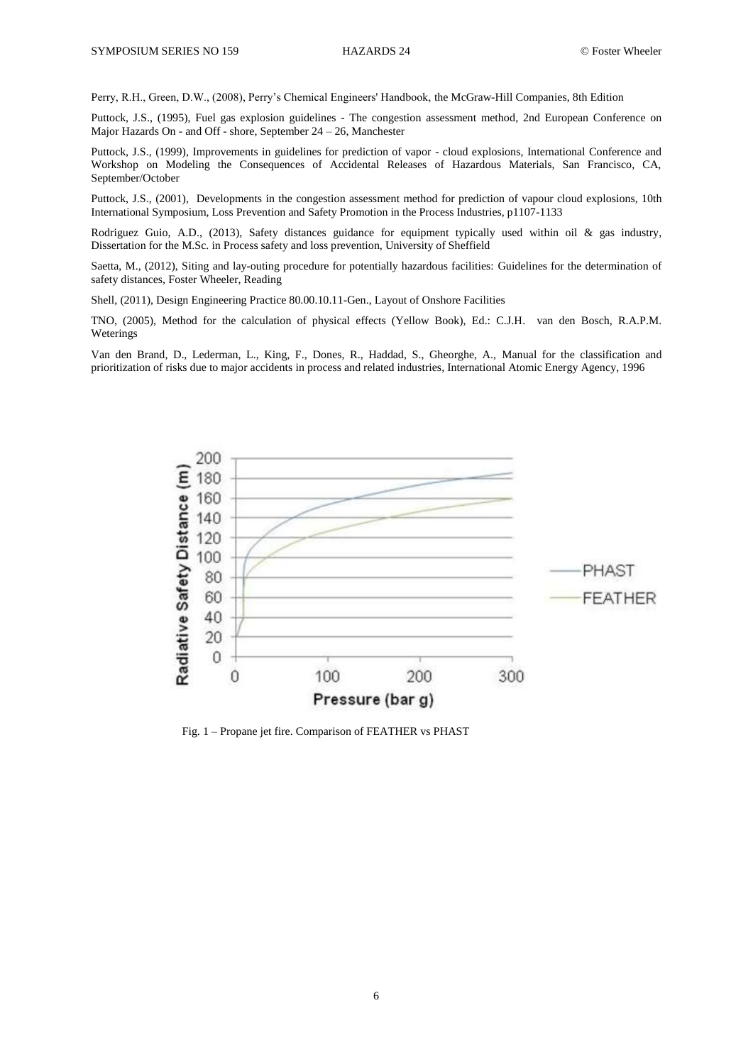Perry, R.H., Green, D.W., (2008), Perry's Chemical Engineers' Handbook, the McGraw-Hill Companies, 8th Edition

Puttock, J.S., (1995), Fuel gas explosion guidelines - The congestion assessment method, 2nd European Conference on Major Hazards On - and Off - shore, September 24 – 26, Manchester

Puttock, J.S., (1999), Improvements in guidelines for prediction of vapor - cloud explosions, International Conference and Workshop on Modeling the Consequences of Accidental Releases of Hazardous Materials, San Francisco, CA, September/October

Puttock, J.S., (2001), Developments in the congestion assessment method for prediction of vapour cloud explosions, 10th International Symposium, Loss Prevention and Safety Promotion in the Process Industries, p1107-1133

Rodriguez Guio, A.D., (2013), Safety distances guidance for equipment typically used within oil & gas industry, Dissertation for the M.Sc. in Process safety and loss prevention, University of Sheffield

Saetta, M., (2012), Siting and lay-outing procedure for potentially hazardous facilities: Guidelines for the determination of safety distances, Foster Wheeler, Reading

Shell, (2011), Design Engineering Practice 80.00.10.11-Gen., Layout of Onshore Facilities

TNO, (2005), Method for the calculation of physical effects (Yellow Book), Ed.: C.J.H. van den Bosch, R.A.P.M. Weterings

Van den Brand, D., Lederman, L., King, F., Dones, R., Haddad, S., Gheorghe, A., Manual for the classification and prioritization of risks due to major accidents in process and related industries, International Atomic Energy Agency, 1996

Fig. 1 – Propane jet fire. Comparison of FEATHER vs PHAST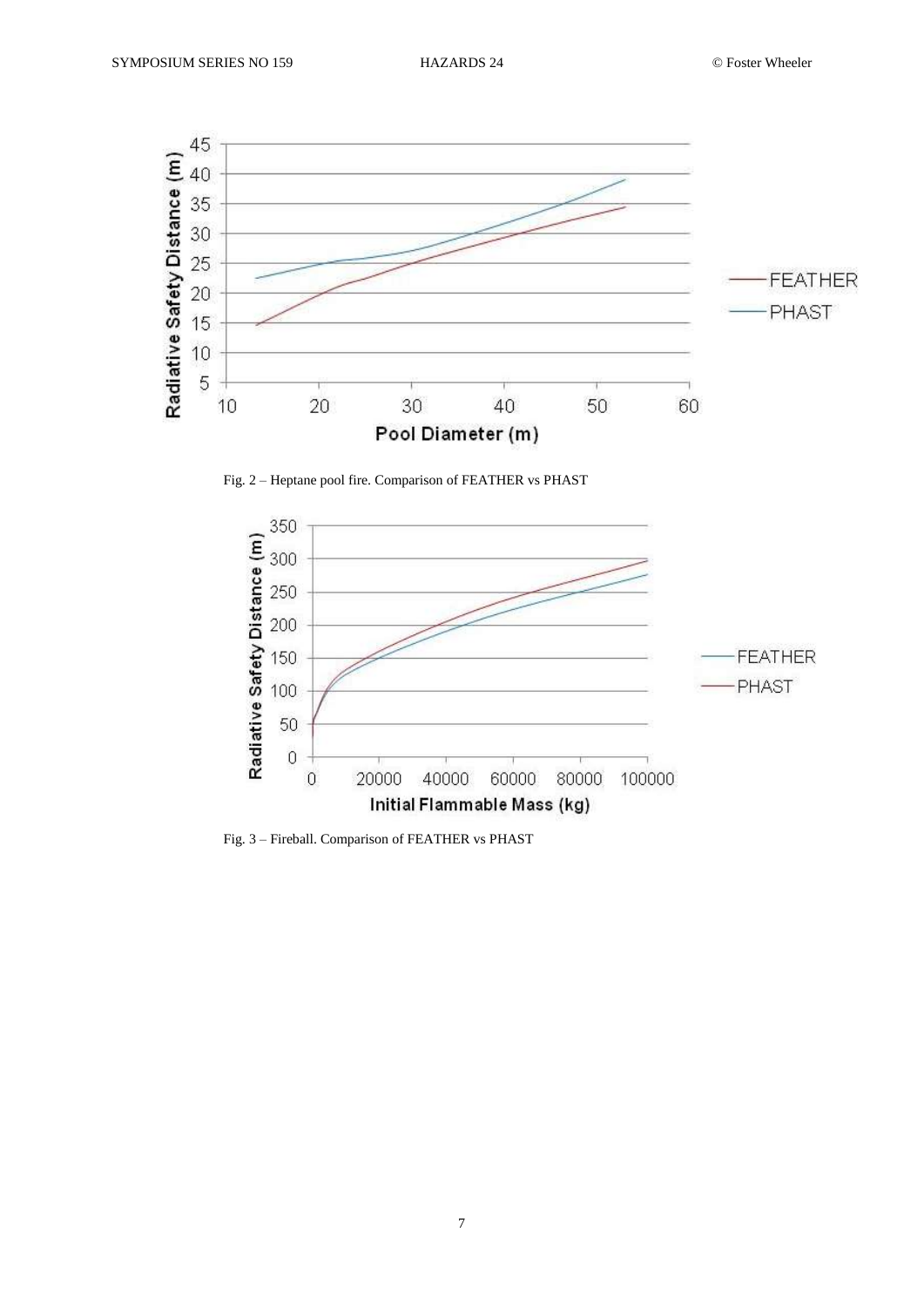Fig. 2 – Heptane pool fire. Comparison of FEATHER vs PHAST

Fig. 3 – Fireball. Comparison of FEATHER vs PHAST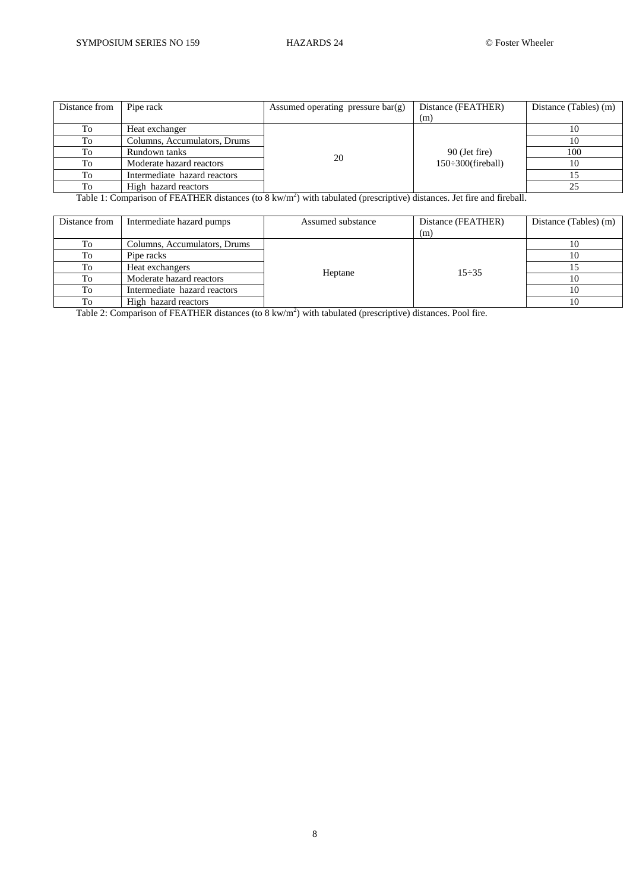| Distance from | Pipe rack | Assumed operating pressure bar(g) | Distance (FEATHER) (m) | Distance (Tables) (m) |
|---|---|---|---|---|
| To | Heat exchanger | 20 | 90 (Jet fire) 150÷300(fireball) | 10 |
| To | Columns, Accumulators, Drums | | | 10 |
| To | Rundown tanks | | | 100 |
| To | Moderate hazard reactors | | | 10 |
| To | Intermediate hazard reactors | | | 15 |
| To | High hazard reactors | | | 25 |

Table 1: Comparison of FEATHER distances (to 8 kw/m$^2$) with tabulated (prescriptive) distances. Jet fire and fireball.

| Distance from | Intermediate hazard pumps | Assumed substance | Distance (FEATHER) (m) | Distance (Tables) (m) |
|---|---|---|---|---|
| To | Columns, Accumulators, Drums | Heptane | 15÷35 | 10 |
| To | Pipe racks | | | 10 |
| To | Heat exchangers | | | 15 |
| To | Moderate hazard reactors | | | 10 |
| To | Intermediate hazard reactors | | | 10 |
| To | High hazard reactors | | | 10 |

Table 2: Comparison of FEATHER distances (to 8 kw/m$^2$) with tabulated (prescriptive) distances. Pool fire.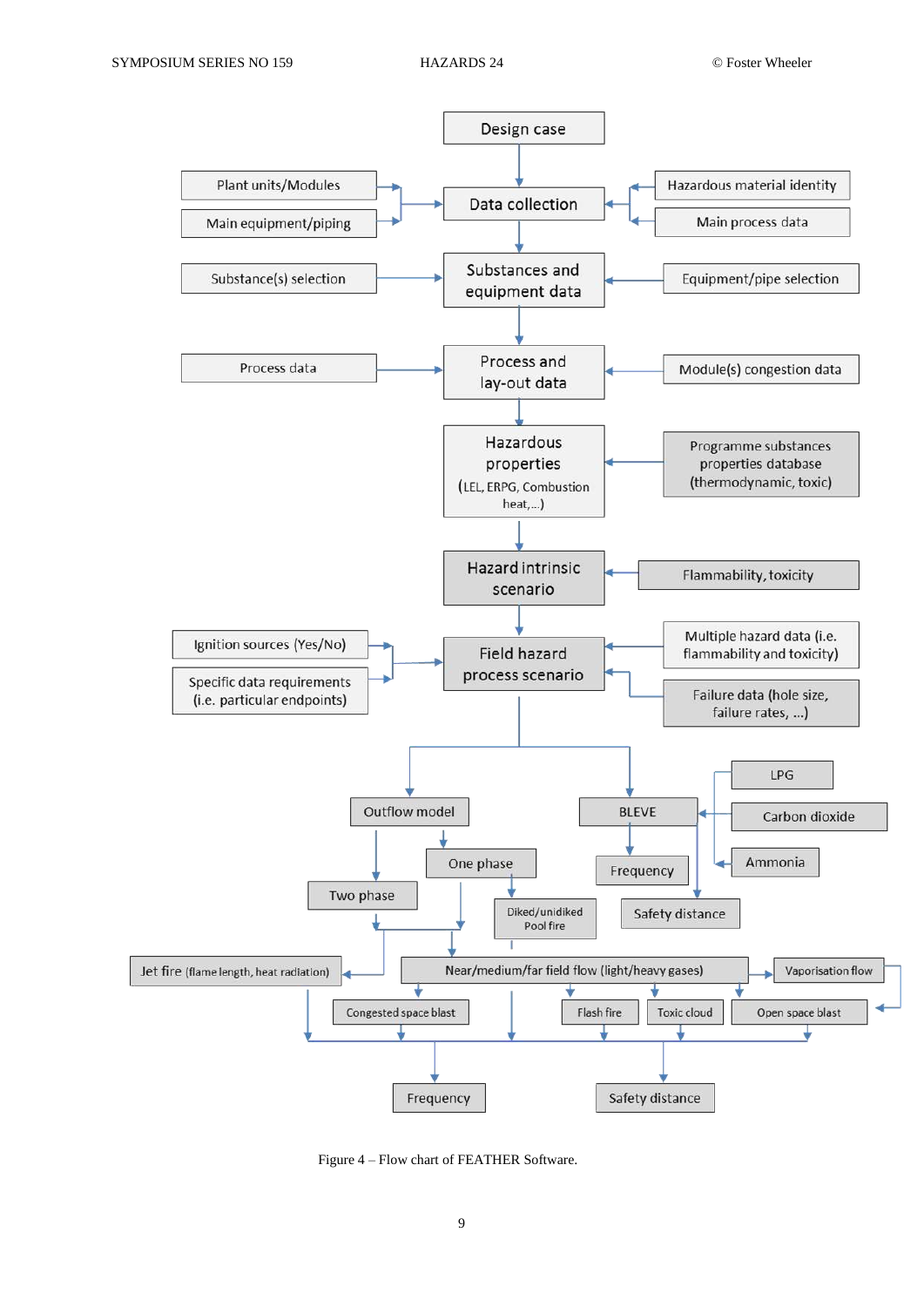Design case

Plant units/Modules

Main equipment/piping

Data collection

Hazardous material identity

Main process data

Substance(s) selection

Substances and equipment data

Equipment/pipe selection

Process data

Process and lay-out data

Module(s) congestion data

Hazardous properties (LEL, ERPG, Combustion heat,...)

Programme substances properties database (thermodynamic, toxic)

Hazard intrinsic scenario

Flammability, toxicity

Ignition sources (Yes/No)

Specific data requirements (i.e. particular endpoints)

Field hazard process scenario

Multiple hazard data (i.e. flammability and toxicity)

Failure data (hole size, failure rates, ...)

Outflow model

BLEVE

LPG

Carbon dioxide

Ammonia

One phase

Frequency

Two phase

Diked/unidiked Pool fire

Safety distance

Jet fire (flame length, heat radiation)

Near/medium/far field flow (light/heavy gases)

Vaporisation flow

Congested space blast

Flash fire

Toxic cloud

Open space blast

Frequency

Safety distance

Figure 4 – Flow chart of FEATHER Software.